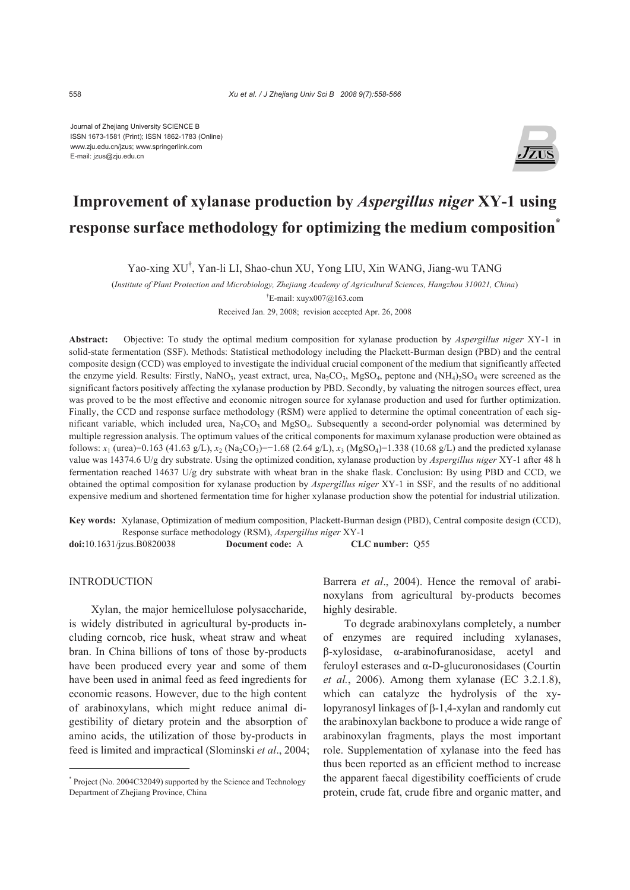Journal of Zhejiang University SCIENCE B
ISSN 1673-1581 (Print); ISSN 1862-1783 (Online)
www.zju.edu.cn/jzus; www.springerlink.com
E-mail: jzus@zju.edu.cn

# Improvement of xylanase production by *Aspergillus niger* XY-1 using response surface methodology for optimizing the medium composition*

Yao-xing XU†, Yan-li LI, Shao-chun XU, Yong LIU, Xin WANG, Jiang-wu TANG

(*Institute of Plant Protection and Microbiology, Zhejiang Academy of Agricultural Sciences, Hangzhou 310021, China*)

†E-mail: xuyx007@163.com

Received Jan. 29, 2008; revision accepted Apr. 26, 2008

**Abstract:** Objective: To study the optimal medium composition for xylanase production by *Aspergillus niger* XY-1 in solid-state fermentation (SSF). Methods: Statistical methodology including the Plackett-Burman design (PBD) and the central composite design (CCD) was employed to investigate the individual crucial component of the medium that significantly affected the enzyme yield. Results: Firstly, $NaNO_3$, yeast extract, urea, $Na_2CO_3$, $MgSO_4$, peptone and $(NH_4)_2SO_4$ were screened as the significant factors positively affecting the xylanase production by PBD. Secondly, by valuating the nitrogen sources effect, urea was proved to be the most effective and economic nitrogen source for xylanase production and used for further optimization. Finally, the CCD and response surface methodology (RSM) were applied to determine the optimal concentration of each significant variable, which included urea, $Na_2CO_3$ and $MgSO_4$. Subsequently a second-order polynomial was determined by multiple regression analysis. The optimum values of the critical components for maximum xylanase production were obtained as follows: $x_1$ (urea)=0.163 (41.63 g/L), $x_2$ ($Na_2CO_3$)=−1.68 (2.64 g/L), $x_3$ ($MgSO_4$)=1.338 (10.68 g/L) and the predicted xylanase value was 14374.6 U/g dry substrate. Using the optimized condition, xylanase production by *Aspergillus niger* XY-1 after 48 h fermentation reached 14637 U/g dry substrate with wheat bran in the shake flask. Conclusion: By using PBD and CCD, we obtained the optimal composition for xylanase production by *Aspergillus niger* XY-1 in SSF, and the results of no additional expensive medium and shortened fermentation time for higher xylanase production show the potential for industrial utilization.

**Key words:** Xylanase, Optimization of medium composition, Plackett-Burman design (PBD), Central composite design (CCD), Response surface methodology (RSM), *Aspergillus niger* XY-1

**doi:**10.1631/jzus.B0820038 **Document code:** A **CLC number:** Q55

## INTRODUCTION

Xylan, the major hemicellulose polysaccharide, is widely distributed in agricultural by-products including corncob, rice husk, wheat straw and wheat bran. In China billions of tons of those by-products have been produced every year and some of them have been used in animal feed as feed ingredients for economic reasons. However, due to the high content of arabinoxylans, which might reduce animal digestibility of dietary protein and the absorption of amino acids, the utilization of those by-products in feed is limited and impractical (Slominski *et al*., 2004; Barrera *et al*., 2004). Hence the removal of arabinoxylans from agricultural by-products becomes highly desirable.

To degrade arabinoxylans completely, a number of enzymes are required including xylanases, β-xylosidase, α-arabinofuranosidase, acetyl and feruloyl esterases and α-D-glucuronosidases (Courtin *et al.*, 2006). Among them xylanase (EC 3.2.1.8), which can catalyze the hydrolysis of the xylopyranosyl linkages of β-1,4-xylan and randomly cut the arabinoxylan backbone to produce a wide range of arabinoxylan fragments, plays the most important role. Supplementation of xylanase into the feed has thus been reported as an efficient method to increase the apparent faecal digestibility coefficients of crude protein, crude fat, crude fibre and organic matter, and

---

* Project (No. 2004C32049) supported by the Science and Technology Department of Zhejiang Province, China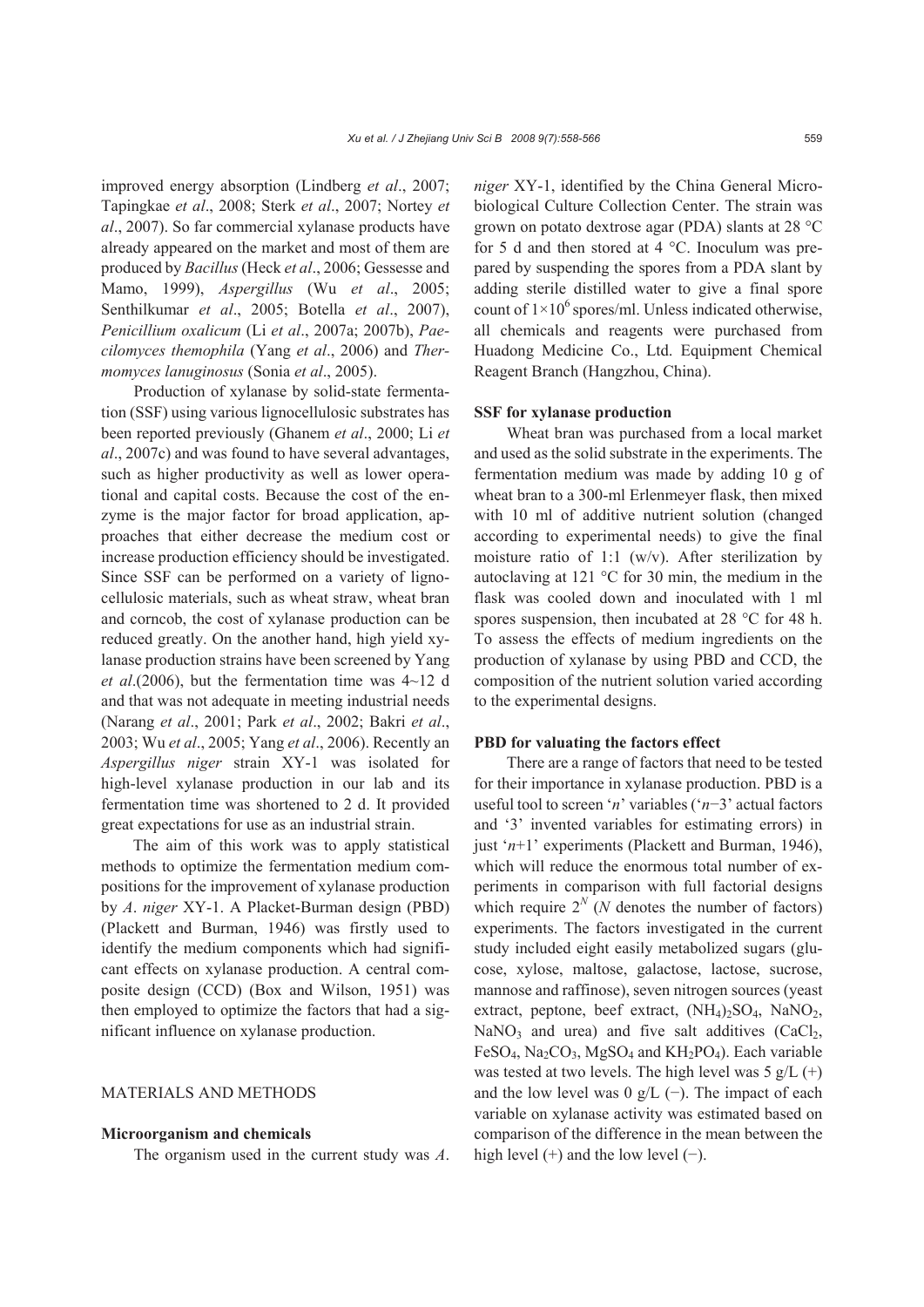improved energy absorption (Lindberg *et al*., 2007; Tapingkae *et al*., 2008; Sterk *et al*., 2007; Nortey *et al*., 2007). So far commercial xylanase products have already appeared on the market and most of them are produced by *Bacillus* (Heck *et al*., 2006; Gessesse and Mamo, 1999), *Aspergillus* (Wu *et al*., 2005; Senthilkumar *et al*., 2005; Botella *et al*., 2007), *Penicillium oxalicum* (Li *et al*., 2007a; 2007b), *Paecilomyces themophila* (Yang *et al*., 2006) and *Thermomyces lanuginosus* (Sonia *et al*., 2005).

Production of xylanase by solid-state fermentation (SSF) using various lignocellulosic substrates has been reported previously (Ghanem *et al*., 2000; Li *et al*., 2007c) and was found to have several advantages, such as higher productivity as well as lower operational and capital costs. Because the cost of the enzyme is the major factor for broad application, approaches that either decrease the medium cost or increase production efficiency should be investigated. Since SSF can be performed on a variety of lignocellulosic materials, such as wheat straw, wheat bran and corncob, the cost of xylanase production can be reduced greatly. On the another hand, high yield xylanase production strains have been screened by Yang *et al*.(2006), but the fermentation time was 4~12 d and that was not adequate in meeting industrial needs (Narang *et al*., 2001; Park *et al*., 2002; Bakri *et al*., 2003; Wu *et al*., 2005; Yang *et al*., 2006). Recently an *Aspergillus niger* strain XY-1 was isolated for high-level xylanase production in our lab and its fermentation time was shortened to 2 d. It provided great expectations for use as an industrial strain.

The aim of this work was to apply statistical methods to optimize the fermentation medium compositions for the improvement of xylanase production by *A*. *niger* XY-1. A Placket-Burman design (PBD) (Plackett and Burman, 1946) was firstly used to identify the medium components which had significant effects on xylanase production. A central composite design (CCD) (Box and Wilson, 1951) was then employed to optimize the factors that had a significant influence on xylanase production.

## MATERIALS AND METHODS

### Microorganism and chemicals

The organism used in the current study was *A*. *niger* XY-1, identified by the China General Microbiological Culture Collection Center. The strain was grown on potato dextrose agar (PDA) slants at 28 °C for 5 d and then stored at 4 °C. Inoculum was prepared by suspending the spores from a PDA slant by adding sterile distilled water to give a final spore count of $1\times10^6$ spores/ml. Unless indicated otherwise, all chemicals and reagents were purchased from Huadong Medicine Co., Ltd. Equipment Chemical Reagent Branch (Hangzhou, China).

### SSF for xylanase production

Wheat bran was purchased from a local market and used as the solid substrate in the experiments. The fermentation medium was made by adding 10 g of wheat bran to a 300-ml Erlenmeyer flask, then mixed with 10 ml of additive nutrient solution (changed according to experimental needs) to give the final moisture ratio of 1:1 (w/v). After sterilization by autoclaving at 121 °C for 30 min, the medium in the flask was cooled down and inoculated with 1 ml spores suspension, then incubated at 28 °C for 48 h. To assess the effects of medium ingredients on the production of xylanase by using PBD and CCD, the composition of the nutrient solution varied according to the experimental designs.

### PBD for valuating the factors effect

There are a range of factors that need to be tested for their importance in xylanase production. PBD is a useful tool to screen '$n$' variables ('$n-3$' actual factors and '3' invented variables for estimating errors) in just '$n+1$' experiments (Plackett and Burman, 1946), which will reduce the enormous total number of experiments in comparison with full factorial designs which require $2^N$ ($N$ denotes the number of factors) experiments. The factors investigated in the current study included eight easily metabolized sugars (glucose, xylose, maltose, galactose, lactose, sucrose, mannose and raffinose), seven nitrogen sources (yeast extract, peptone, beef extract, $(NH_4)_2SO_4$, $NaNO_2$, $NaNO_3$ and urea) and five salt additives ($CaCl_2$, $FeSO_4$, $Na_2CO_3$, $MgSO_4$ and $KH_2PO_4$). Each variable was tested at two levels. The high level was 5 g/L (+) and the low level was 0 g/L (−). The impact of each variable on xylanase activity was estimated based on comparison of the difference in the mean between the high level (+) and the low level (−).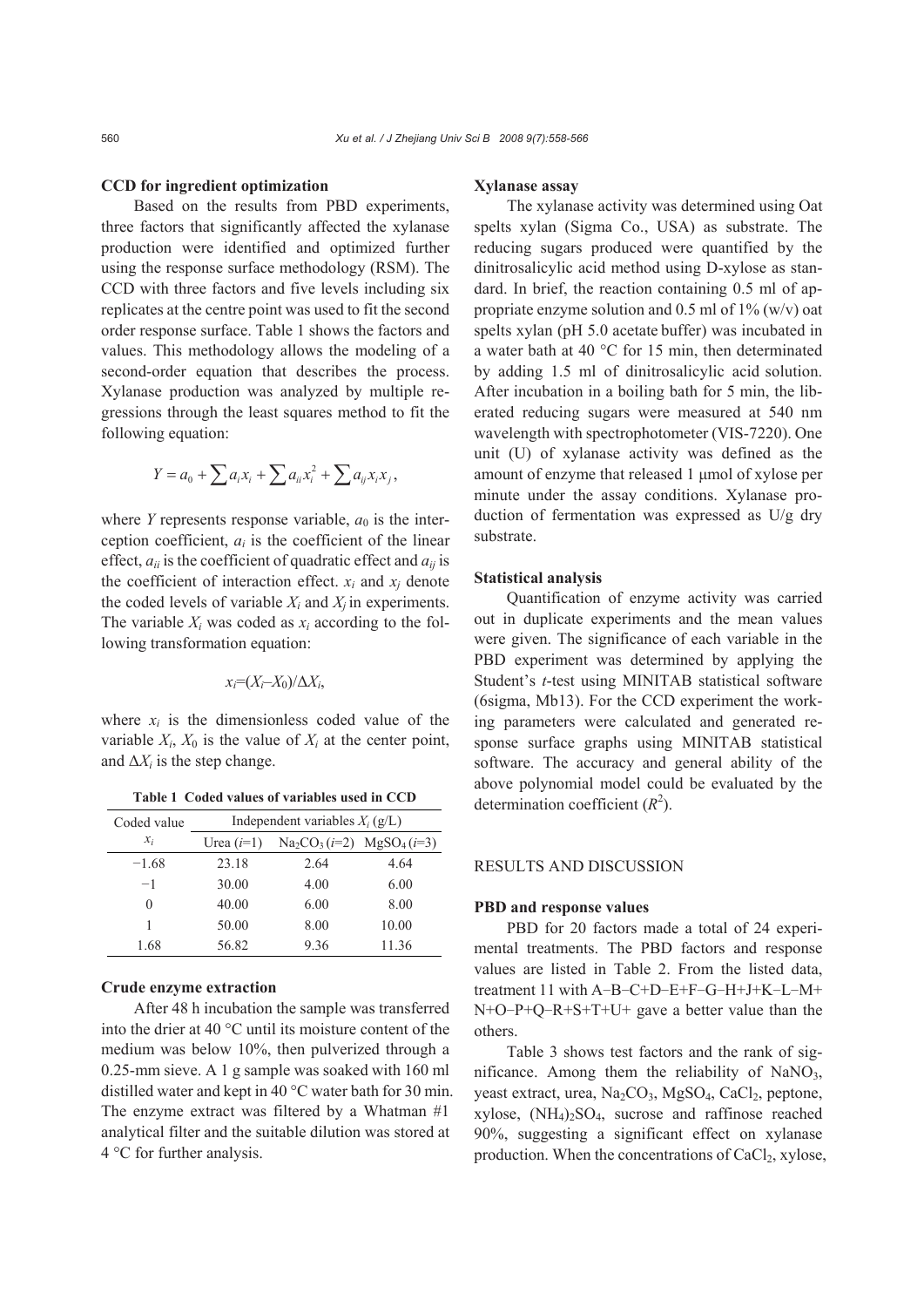### CCD for ingredient optimization

Based on the results from PBD experiments, three factors that significantly affected the xylanase production were identified and optimized further using the response surface methodology (RSM). The CCD with three factors and five levels including six replicates at the centre point was used to fit the second order response surface. Table 1 shows the factors and values. This methodology allows the modeling of a second-order equation that describes the process. Xylanase production was analyzed by multiple regressions through the least squares method to fit the following equation:

$$Y = a_0 + \sum a_i x_i + \sum a_{ii} x_i^2 + \sum a_{ij} x_i x_j,$$

where $Y$ represents response variable, $a_0$ is the interception coefficient, $a_i$ is the coefficient of the linear effect, $a_{ii}$ is the coefficient of quadratic effect and $a_{ij}$ is the coefficient of interaction effect. $x_i$ and $x_j$ denote the coded levels of variable $X_i$ and $X_j$ in experiments. The variable $X_i$ was coded as $x_i$ according to the following transformation equation:

$$x_i=(X_i-X_0)/\Delta X_i,$$

where $x_i$ is the dimensionless coded value of the variable $X_i$, $X_0$ is the value of $X_i$ at the center point, and $\Delta X_i$ is the step change.

**Table 1 Coded values of variables used in CCD**

| Coded value $x_i$ | Independent variables $X_i$ (g/L) | | |
|---|---|---|---|
| | Urea ($i$=1) | $Na_2CO_3$ ($i$=2) | $MgSO_4$ ($i$=3) |
| −1.68 | 23.18 | 2.64 | 4.64 |
| −1 | 30.00 | 4.00 | 6.00 |
| 0 | 40.00 | 6.00 | 8.00 |
| 1 | 50.00 | 8.00 | 10.00 |
| 1.68 | 56.82 | 9.36 | 11.36 |

### Crude enzyme extraction

After 48 h incubation the sample was transferred into the drier at 40 °C until its moisture content of the medium was below 10%, then pulverized through a 0.25-mm sieve. A 1 g sample was soaked with 160 ml distilled water and kept in 40 °C water bath for 30 min. The enzyme extract was filtered by a Whatman #1 analytical filter and the suitable dilution was stored at 4 °C for further analysis.

### Xylanase assay

The xylanase activity was determined using Oat spelts xylan (Sigma Co., USA) as substrate. The reducing sugars produced were quantified by the dinitrosalicylic acid method using D-xylose as standard. In brief, the reaction containing 0.5 ml of appropriate enzyme solution and 0.5 ml of 1% (w/v) oat spelts xylan (pH 5.0 acetate buffer) was incubated in a water bath at 40 °C for 15 min, then determinated by adding 1.5 ml of dinitrosalicylic acid solution. After incubation in a boiling bath for 5 min, the liberated reducing sugars were measured at 540 nm wavelength with spectrophotometer (VIS-7220). One unit (U) of xylanase activity was defined as the amount of enzyme that released 1 μmol of xylose per minute under the assay conditions. Xylanase production of fermentation was expressed as U/g dry substrate.

### Statistical analysis

Quantification of enzyme activity was carried out in duplicate experiments and the mean values were given. The significance of each variable in the PBD experiment was determined by applying the Student's *t*-test using MINITAB statistical software (6sigma, Mb13). For the CCD experiment the working parameters were calculated and generated response surface graphs using MINITAB statistical software. The accuracy and general ability of the above polynomial model could be evaluated by the determination coefficient ($R^2$).

## RESULTS AND DISCUSSION

### PBD and response values

PBD for 20 factors made a total of 24 experimental treatments. The PBD factors and response values are listed in Table 2. From the listed data, treatment 11 with A−B−C+D−E+F−G−H+J+K−L−M+N+O−P+Q−R+S+T+U+ gave a better value than the others.

Table 3 shows test factors and the rank of significance. Among them the reliability of $NaNO_3$, yeast extract, urea, $Na_2CO_3$, $MgSO_4$, $CaCl_2$, peptone, xylose, $(NH_4)_2SO_4$, sucrose and raffinose reached 90%, suggesting a significant effect on xylanase production. When the concentrations of $CaCl_2$, xylose,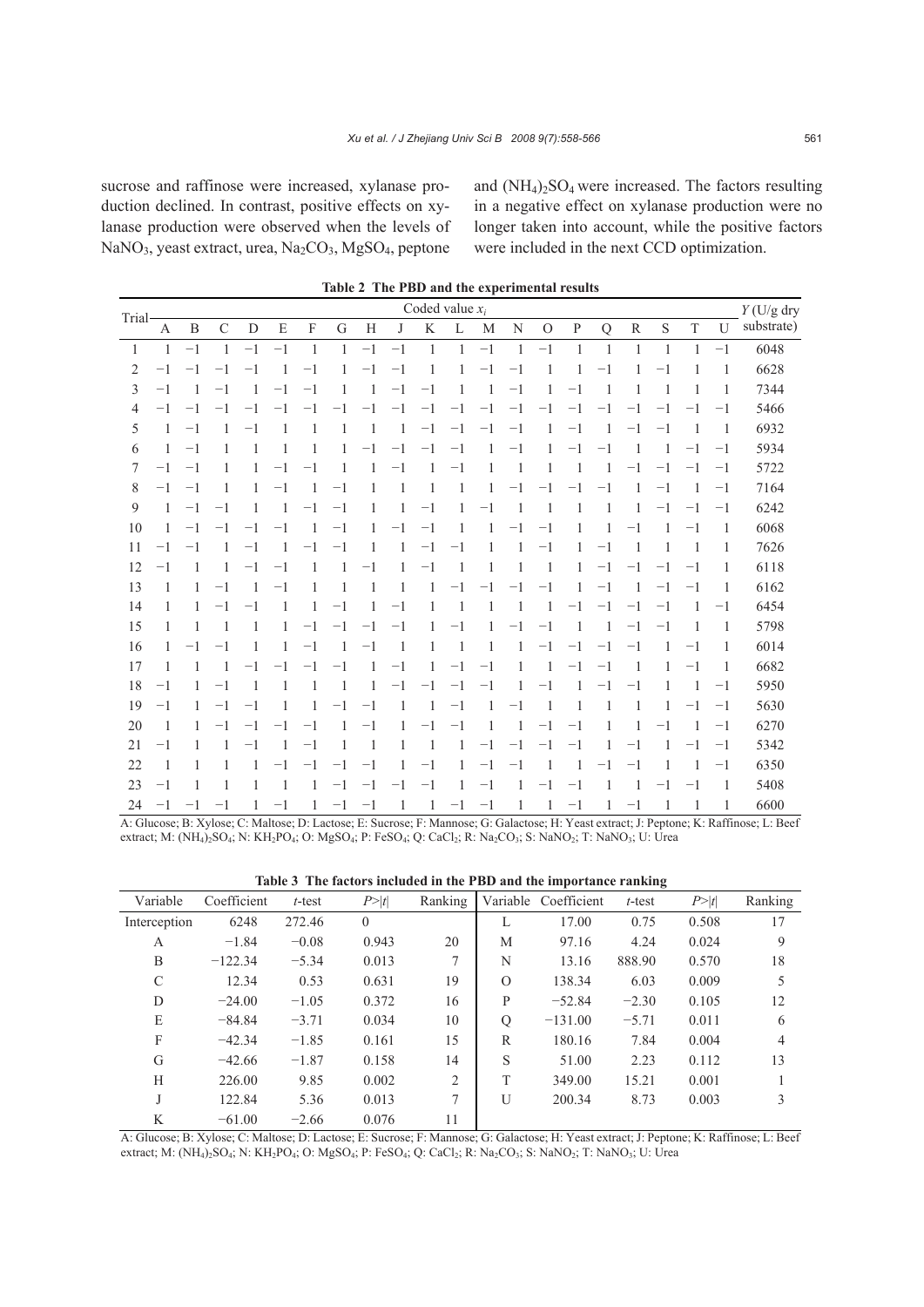sucrose and raffinose were increased, xylanase production declined. In contrast, positive effects on xylanase production were observed when the levels of $NaNO_3$, yeast extract, urea, $Na_2CO_3$, $MgSO_4$, peptone and $(NH_4)_2SO_4$ were increased. The factors resulting in a negative effect on xylanase production were no longer taken into account, while the positive factors were included in the next CCD optimization.

**Table 2 The PBD and the experimental results**

| Trial | Coded value $x_i$ | | | | | | | | | | | | | | | | | | | | $Y$ (U/g dry substrate) |
|---|---|---|---|---|---|---|---|---|---|---|---|---|---|---|---|---|---|---|---|---|---|
| | A | B | C | D | E | F | G | H | J | K | L | M | N | O | P | Q | R | S | T | U | |
| 1 | 1 | −1 | 1 | −1 | −1 | 1 | 1 | −1 | −1 | 1 | 1 | −1 | 1 | −1 | 1 | 1 | 1 | 1 | 1 | −1 | 6048 |
| 2 | −1 | −1 | −1 | −1 | 1 | −1 | 1 | −1 | −1 | 1 | 1 | −1 | −1 | 1 | 1 | −1 | 1 | −1 | 1 | 1 | 6628 |
| 3 | −1 | 1 | −1 | 1 | −1 | −1 | 1 | 1 | −1 | −1 | 1 | 1 | −1 | 1 | −1 | 1 | 1 | 1 | 1 | 1 | 7344 |
| 4 | −1 | −1 | −1 | −1 | −1 | −1 | −1 | −1 | −1 | −1 | −1 | −1 | −1 | −1 | −1 | −1 | −1 | −1 | −1 | −1 | 5466 |
| 5 | 1 | −1 | 1 | −1 | 1 | 1 | 1 | 1 | 1 | −1 | −1 | −1 | −1 | 1 | −1 | 1 | −1 | −1 | 1 | 1 | 6932 |
| 6 | 1 | −1 | 1 | 1 | 1 | 1 | 1 | −1 | −1 | −1 | −1 | 1 | −1 | 1 | −1 | −1 | 1 | 1 | −1 | −1 | 5934 |
| 7 | −1 | −1 | 1 | 1 | −1 | −1 | 1 | 1 | −1 | 1 | −1 | 1 | 1 | 1 | 1 | 1 | −1 | −1 | −1 | −1 | 5722 |
| 8 | −1 | −1 | 1 | 1 | −1 | 1 | −1 | 1 | 1 | 1 | 1 | 1 | −1 | −1 | −1 | −1 | 1 | −1 | 1 | −1 | 7164 |
| 9 | 1 | −1 | −1 | 1 | 1 | −1 | −1 | 1 | 1 | −1 | 1 | −1 | 1 | 1 | 1 | 1 | 1 | −1 | −1 | −1 | 6242 |
| 10 | 1 | −1 | −1 | −1 | −1 | 1 | −1 | 1 | −1 | −1 | 1 | 1 | −1 | −1 | 1 | 1 | −1 | 1 | −1 | 1 | 6068 |
| 11 | −1 | −1 | 1 | −1 | 1 | −1 | −1 | 1 | 1 | −1 | −1 | 1 | 1 | −1 | 1 | −1 | 1 | 1 | 1 | 1 | 7626 |
| 12 | −1 | 1 | 1 | −1 | −1 | 1 | 1 | 1 | −1 | 1 | 1 | 1 | 1 | 1 | 1 | −1 | −1 | −1 | −1 | 1 | 6118 |
| 13 | 1 | 1 | −1 | 1 | −1 | 1 | 1 | 1 | 1 | 1 | −1 | −1 | −1 | −1 | 1 | −1 | 1 | −1 | −1 | 1 | 6162 |
| 14 | 1 | 1 | −1 | −1 | 1 | 1 | −1 | 1 | −1 | 1 | 1 | 1 | 1 | 1 | −1 | −1 | −1 | −1 | 1 | −1 | 6454 |
| 15 | 1 | 1 | 1 | 1 | 1 | −1 | −1 | −1 | −1 | 1 | −1 | 1 | −1 | −1 | 1 | 1 | −1 | −1 | 1 | 1 | 5798 |
| 16 | 1 | −1 | −1 | 1 | 1 | −1 | 1 | −1 | 1 | 1 | 1 | 1 | 1 | −1 | −1 | −1 | −1 | 1 | −1 | 1 | 6014 |
| 17 | 1 | 1 | 1 | −1 | −1 | −1 | −1 | 1 | −1 | 1 | −1 | −1 | 1 | 1 | −1 | −1 | 1 | 1 | −1 | 1 | 6682 |
| 18 | −1 | 1 | −1 | 1 | 1 | 1 | 1 | 1 | −1 | −1 | −1 | −1 | 1 | −1 | 1 | −1 | −1 | 1 | 1 | −1 | 5950 |
| 19 | −1 | 1 | −1 | −1 | 1 | 1 | −1 | −1 | 1 | 1 | −1 | 1 | −1 | 1 | 1 | 1 | 1 | 1 | −1 | −1 | 5630 |
| 20 | 1 | 1 | −1 | −1 | −1 | −1 | 1 | −1 | 1 | −1 | −1 | 1 | 1 | −1 | −1 | 1 | 1 | −1 | 1 | −1 | 6270 |
| 21 | −1 | 1 | 1 | −1 | 1 | −1 | 1 | 1 | 1 | 1 | 1 | −1 | −1 | −1 | −1 | 1 | −1 | 1 | −1 | −1 | 5342 |
| 22 | 1 | 1 | 1 | 1 | −1 | −1 | −1 | −1 | 1 | −1 | 1 | −1 | −1 | 1 | 1 | −1 | −1 | 1 | 1 | −1 | 6350 |
| 23 | −1 | 1 | 1 | 1 | 1 | 1 | −1 | −1 | −1 | −1 | 1 | −1 | 1 | −1 | −1 | 1 | 1 | −1 | −1 | 1 | 5408 |
| 24 | −1 | −1 | −1 | 1 | −1 | 1 | −1 | −1 | 1 | 1 | −1 | −1 | 1 | 1 | −1 | 1 | −1 | 1 | 1 | 1 | 6600 |

A: Glucose; B: Xylose; C: Maltose; D: Lactose; E: Sucrose; F: Mannose; G: Galactose; H: Yeast extract; J: Peptone; K: Raffinose; L: Beef extract; M: $(NH_4)_2SO_4$; N: $KH_2PO_4$; O: $MgSO_4$; P: $FeSO_4$; Q: $CaCl_2$; R: $Na_2CO_3$; S: $NaNO_2$; T: $NaNO_3$; U: Urea

**Table 3 The factors included in the PBD and the importance ranking**

| Variable | Coefficient | $t$-test | $P>\|t\|$ | Ranking | Variable | Coefficient | $t$-test | $P>\|t\|$ | Ranking |
|---|---|---|---|---|---|---|---|---|---|
| Interception | 6248 | 272.46 | 0 | | L | 17.00 | 0.75 | 0.508 | 17 |
| A | −1.84 | −0.08 | 0.943 | 20 | M | 97.16 | 4.24 | 0.024 | 9 |
| B | −122.34 | −5.34 | 0.013 | 7 | N | 13.16 | 888.90 | 0.570 | 18 |
| C | 12.34 | 0.53 | 0.631 | 19 | O | 138.34 | 6.03 | 0.009 | 5 |
| D | −24.00 | −1.05 | 0.372 | 16 | P | −52.84 | −2.30 | 0.105 | 12 |
| E | −84.84 | −3.71 | 0.034 | 10 | Q | −131.00 | −5.71 | 0.011 | 6 |
| F | −42.34 | −1.85 | 0.161 | 15 | R | 180.16 | 7.84 | 0.004 | 4 |
| G | −42.66 | −1.87 | 0.158 | 14 | S | 51.00 | 2.23 | 0.112 | 13 |
| H | 226.00 | 9.85 | 0.002 | 2 | T | 349.00 | 15.21 | 0.001 | 1 |
| J | 122.84 | 5.36 | 0.013 | 7 | U | 200.34 | 8.73 | 0.003 | 3 |
| K | −61.00 | −2.66 | 0.076 | 11 | | | | | |

A: Glucose; B: Xylose; C: Maltose; D: Lactose; E: Sucrose; F: Mannose; G: Galactose; H: Yeast extract; J: Peptone; K: Raffinose; L: Beef extract; M: $(NH_4)_2SO_4$; N: $KH_2PO_4$; O: $MgSO_4$; P: $FeSO_4$; Q: $CaCl_2$; R: $Na_2CO_3$; S: $NaNO_2$; T: $NaNO_3$; U: Urea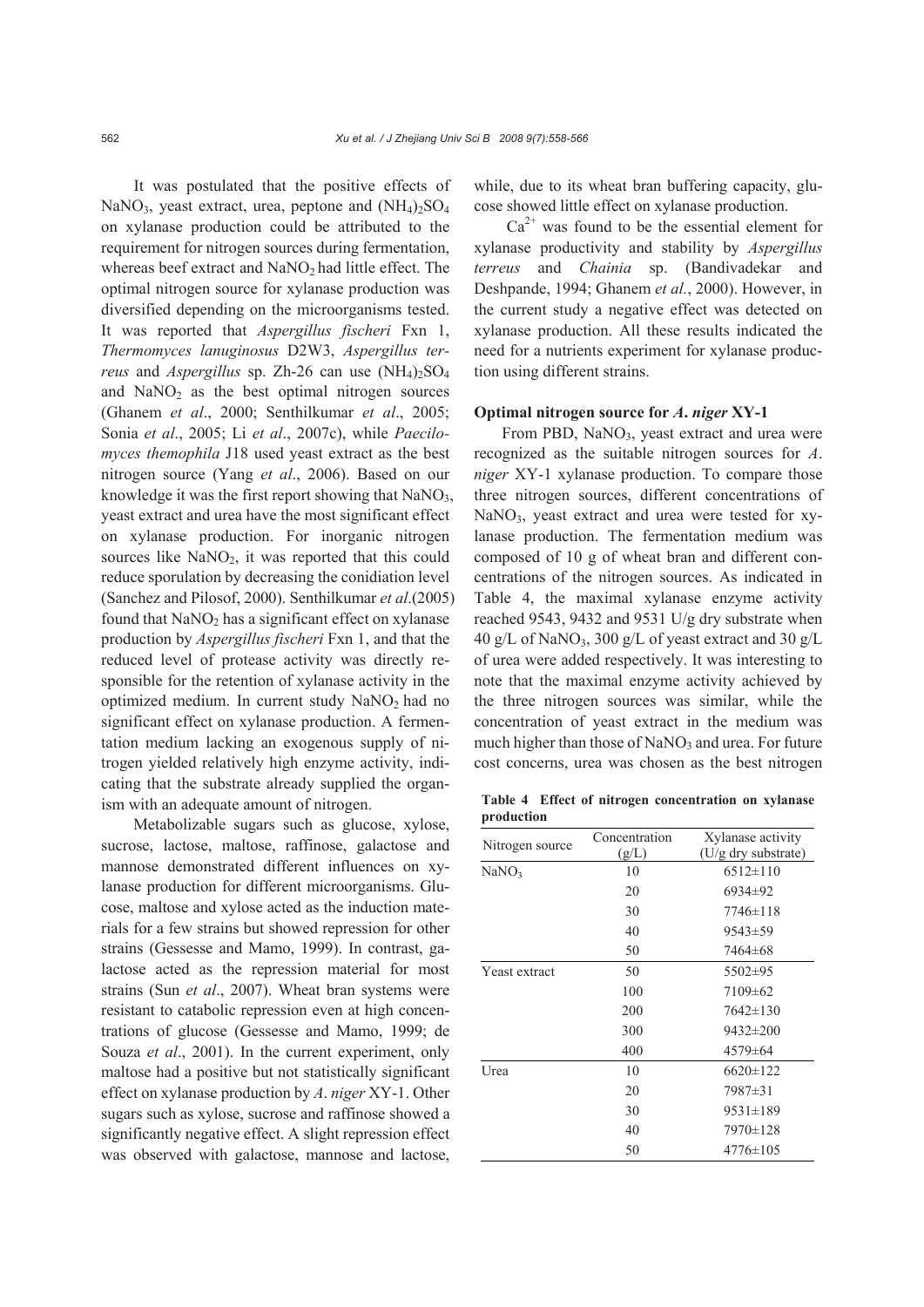It was postulated that the positive effects of $NaNO_3$, yeast extract, urea, peptone and $(NH_4)_2SO_4$ on xylanase production could be attributed to the requirement for nitrogen sources during fermentation, whereas beef extract and $NaNO_2$ had little effect. The optimal nitrogen source for xylanase production was diversified depending on the microorganisms tested. It was reported that *Aspergillus fischeri* Fxn 1, *Thermomyces lanuginosus* D2W3, *Aspergillus terreus* and *Aspergillus* sp. Zh-26 can use $(NH_4)_2SO_4$ and $NaNO_2$ as the best optimal nitrogen sources (Ghanem *et al*., 2000; Senthilkumar *et al*., 2005; Sonia *et al*., 2005; Li *et al*., 2007c), while *Paecilomyces themophila* J18 used yeast extract as the best nitrogen source (Yang *et al*., 2006). Based on our knowledge it was the first report showing that $NaNO_3$, yeast extract and urea have the most significant effect on xylanase production. For inorganic nitrogen sources like $NaNO_2$, it was reported that this could reduce sporulation by decreasing the conidiation level (Sanchez and Pilosof, 2000). Senthilkumar *et al*.(2005) found that $NaNO_2$ has a significant effect on xylanase production by *Aspergillus fischeri* Fxn 1, and that the reduced level of protease activity was directly responsible for the retention of xylanase activity in the optimized medium. In current study $NaNO_2$ had no significant effect on xylanase production. A fermentation medium lacking an exogenous supply of nitrogen yielded relatively high enzyme activity, indicating that the substrate already supplied the organism with an adequate amount of nitrogen.

Metabolizable sugars such as glucose, xylose, sucrose, lactose, maltose, raffinose, galactose and mannose demonstrated different influences on xylanase production for different microorganisms. Glucose, maltose and xylose acted as the induction materials for a few strains but showed repression for other strains (Gessesse and Mamo, 1999). In contrast, galactose acted as the repression material for most strains (Sun *et al*., 2007). Wheat bran systems were resistant to catabolic repression even at high concentrations of glucose (Gessesse and Mamo, 1999; de Souza *et al*., 2001). In the current experiment, only maltose had a positive but not statistically significant effect on xylanase production by *A*. *niger* XY-1. Other sugars such as xylose, sucrose and raffinose showed a significantly negative effect. A slight repression effect was observed with galactose, mannose and lactose, while, due to its wheat bran buffering capacity, glucose showed little effect on xylanase production.

$Ca^{2+}$ was found to be the essential element for xylanase productivity and stability by *Aspergillus terreus* and *Chainia* sp. (Bandivadekar and Deshpande, 1994; Ghanem *et al.*, 2000). However, in the current study a negative effect was detected on xylanase production. All these results indicated the need for a nutrients experiment for xylanase production using different strains.

### Optimal nitrogen source for *A*. *niger* XY-1

From PBD, $NaNO_3$, yeast extract and urea were recognized as the suitable nitrogen sources for *A*. *niger* XY-1 xylanase production. To compare those three nitrogen sources, different concentrations of $NaNO_3$, yeast extract and urea were tested for xylanase production. The fermentation medium was composed of 10 g of wheat bran and different concentrations of the nitrogen sources. As indicated in Table 4, the maximal xylanase enzyme activity reached 9543, 9432 and 9531 U/g dry substrate when 40 g/L of $NaNO_3$, 300 g/L of yeast extract and 30 g/L of urea were added respectively. It was interesting to note that the maximal enzyme activity achieved by the three nitrogen sources was similar, while the concentration of yeast extract in the medium was much higher than those of $NaNO_3$ and urea. For future cost concerns, urea was chosen as the best nitrogen

**Table 4 Effect of nitrogen concentration on xylanase production**

| Nitrogen source | Concentration (g/L) | Xylanase activity (U/g dry substrate) |
|---|---|---|
| $NaNO_3$ | 10 | 6512±110 |
| | 20 | 6934±92 |
| | 30 | 7746±118 |
| | 40 | 9543±59 |
| | 50 | 7464±68 |
| Yeast extract | 50 | 5502±95 |
| | 100 | 7109±62 |
| | 200 | 7642±130 |
| | 300 | 9432±200 |
| | 400 | 4579±64 |
| Urea | 10 | 6620±122 |
| | 20 | 7987±31 |
| | 30 | 9531±189 |
| | 40 | 7970±128 |
| | 50 | 4776±105 |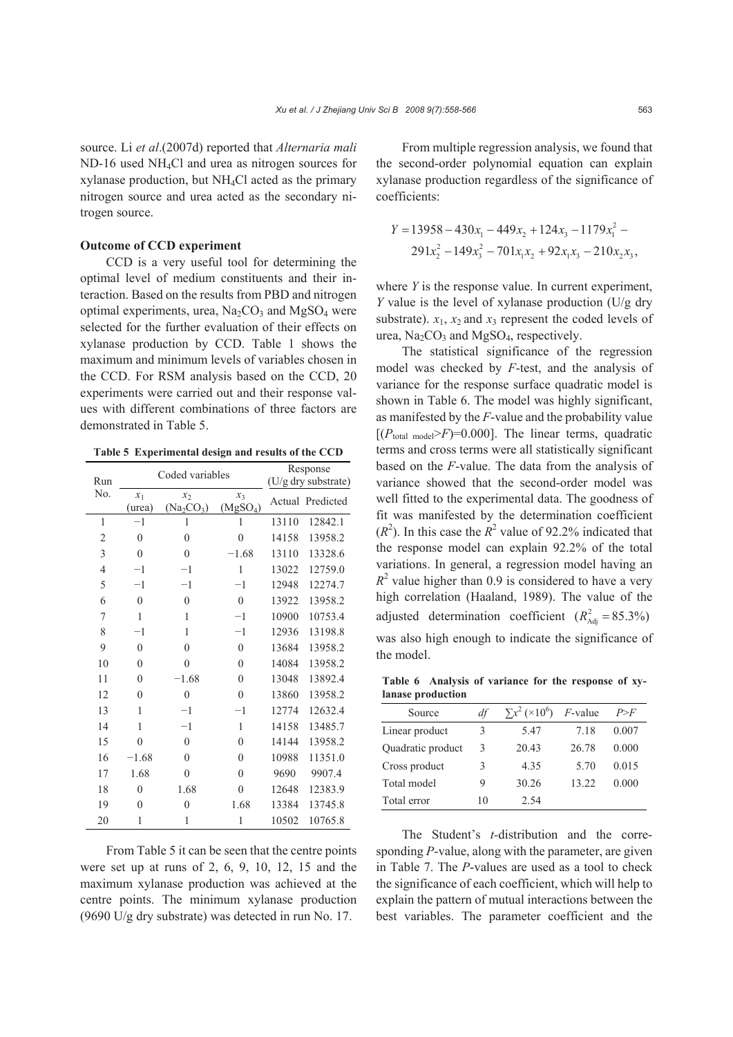source. Li *et al*.(2007d) reported that *Alternaria mali* ND-16 used $NH_4Cl$ and urea as nitrogen sources for xylanase production, but $NH_4Cl$ acted as the primary nitrogen source and urea acted as the secondary nitrogen source.

**Outcome of CCD experiment**

CCD is a very useful tool for determining the optimal level of medium constituents and their interaction. Based on the results from PBD and nitrogen optimal experiments, urea, $Na_2CO_3$ and $MgSO_4$ were selected for the further evaluation of their effects on xylanase production by CCD. Table 1 shows the maximum and minimum levels of variables chosen in the CCD. For RSM analysis based on the CCD, 20 experiments were carried out and their response values with different combinations of three factors are demonstrated in Table 5.

**Table 5 Experimental design and results of the CCD**

| Run No. | Coded variables | | | Response (U/g dry substrate) | |
|---|---|---|---|---|---|
| | $x_1$ (urea) | $x_2$ ($Na_2CO_3$) | $x_3$ ($MgSO_4$) | Actual | Predicted |
| 1 | −1 | 1 | 1 | 13110 | 12842.1 |
| 2 | 0 | 0 | 0 | 14158 | 13958.2 |
| 3 | 0 | 0 | −1.68 | 13110 | 13328.6 |
| 4 | −1 | −1 | 1 | 13022 | 12759.0 |
| 5 | −1 | −1 | −1 | 12948 | 12274.7 |
| 6 | 0 | 0 | 0 | 13922 | 13958.2 |
| 7 | 1 | 1 | −1 | 10900 | 10753.4 |
| 8 | −1 | 1 | −1 | 12936 | 13198.8 |
| 9 | 0 | 0 | 0 | 13684 | 13958.2 |
| 10 | 0 | 0 | 0 | 14084 | 13958.2 |
| 11 | 0 | −1.68 | 0 | 13048 | 13892.4 |
| 12 | 0 | 0 | 0 | 13860 | 13958.2 |
| 13 | 1 | −1 | −1 | 12774 | 12632.4 |
| 14 | 1 | −1 | 1 | 14158 | 13485.7 |
| 15 | 0 | 0 | 0 | 14144 | 13958.2 |
| 16 | −1.68 | 0 | 0 | 10988 | 11351.0 |
| 17 | 1.68 | 0 | 0 | 9690 | 9907.4 |
| 18 | 0 | 1.68 | 0 | 12648 | 12383.9 |
| 19 | 0 | 0 | 1.68 | 13384 | 13745.8 |
| 20 | 1 | 1 | 1 | 10502 | 10765.8 |

From Table 5 it can be seen that the centre points were set up at runs of 2, 6, 9, 10, 12, 15 and the maximum xylanase production was achieved at the centre points. The minimum xylanase production (9690 U/g dry substrate) was detected in run No. 17.

From multiple regression analysis, we found that the second-order polynomial equation can explain xylanase production regardless of the significance of coefficients:

$$Y = 13958 - 430x_1 - 449x_2 + 124x_3 - 1179x_1^2 - 291x_2^2 - 149x_3^2 - 701x_1x_2 + 92x_1x_3 - 210x_2x_3,$$

where $Y$ is the response value. In current experiment, $Y$ value is the level of xylanase production (U/g dry substrate). $x_1$, $x_2$ and $x_3$ represent the coded levels of urea, $Na_2CO_3$ and $MgSO_4$, respectively.

The statistical significance of the regression model was checked by $F$-test, and the analysis of variance for the response surface quadratic model is shown in Table 6. The model was highly significant, as manifested by the $F$-value and the probability value [$(P_{\text{total model}}>F)$=0.000]. The linear terms, quadratic terms and cross terms were all statistically significant based on the $F$-value. The data from the analysis of variance showed that the second-order model was well fitted to the experimental data. The goodness of fit was manifested by the determination coefficient ($R^2$). In this case the $R^2$ value of 92.2% indicated that the response model can explain 92.2% of the total variations. In general, a regression model having an $R^2$ value higher than 0.9 is considered to have a very high correlation (Haaland, 1989). The value of the adjusted determination coefficient ($R^2_{\text{Adj}} = 85.3\%$) was also high enough to indicate the significance of the model.

**Table 6 Analysis of variance for the response of xylanase production**

| Source | $df$ | $\sum x^2$ ($\times 10^6$) | $F$-value | $P>F$ |
|---|---|---|---|---|
| Linear product | 3 | 5.47 | 7.18 | 0.007 |
| Quadratic product | 3 | 20.43 | 26.78 | 0.000 |
| Cross product | 3 | 4.35 | 5.70 | 0.015 |
| Total model | 9 | 30.26 | 13.22 | 0.000 |
| Total error | 10 | 2.54 | | |

The Student's $t$-distribution and the corresponding $P$-value, along with the parameter, are given in Table 7. The $P$-values are used as a tool to check the significance of each coefficient, which will help to explain the pattern of mutual interactions between the best variables. The parameter coefficient and the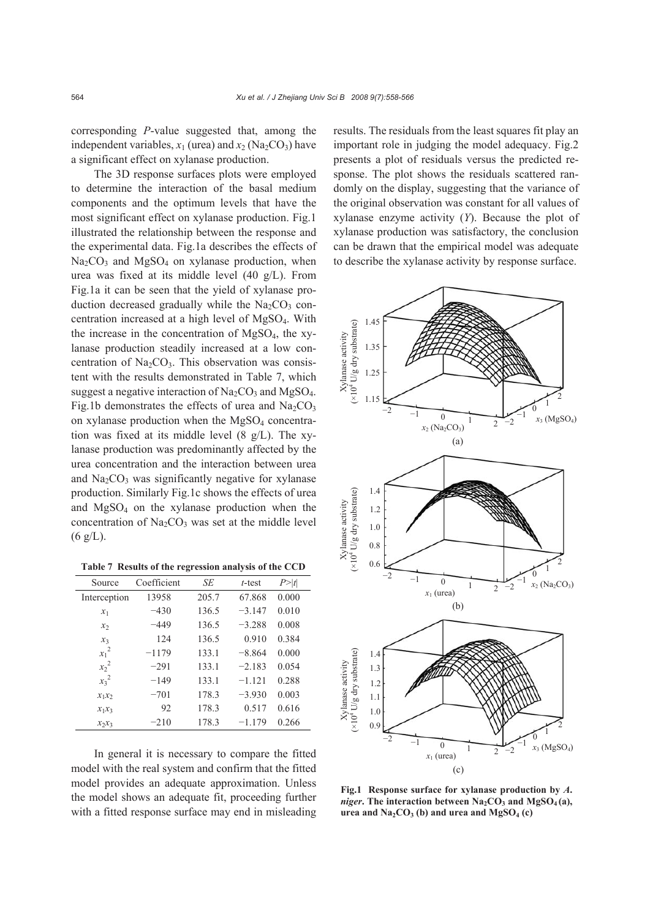corresponding $P$-value suggested that, among the independent variables, $x_1$ (urea) and $x_2$ ($Na_2CO_3$) have a significant effect on xylanase production.

The 3D response surfaces plots were employed to determine the interaction of the basal medium components and the optimum levels that have the most significant effect on xylanase production. Fig.1 illustrated the relationship between the response and the experimental data. Fig.1a describes the effects of $Na_2CO_3$ and $MgSO_4$ on xylanase production, when urea was fixed at its middle level (40 g/L). From Fig.1a it can be seen that the yield of xylanase production decreased gradually while the $Na_2CO_3$ concentration increased at a high level of $MgSO_4$. With the increase in the concentration of $MgSO_4$, the xylanase production steadily increased at a low concentration of $Na_2CO_3$. This observation was consistent with the results demonstrated in Table 7, which suggest a negative interaction of $Na_2CO_3$ and $MgSO_4$. Fig.1b demonstrates the effects of urea and $Na_2CO_3$ on xylanase production when the $MgSO_4$ concentration was fixed at its middle level (8 g/L). The xylanase production was predominantly affected by the urea concentration and the interaction between urea and $Na_2CO_3$ was significantly negative for xylanase production. Similarly Fig.1c shows the effects of urea and $MgSO_4$ on the xylanase production when the concentration of $Na_2CO_3$ was set at the middle level (6 g/L).

**Table 7 Results of the regression analysis of the CCD**

| Source | Coefficient | *SE* | *t*-test | $P>\|t\|$ |
|---|---|---|---|---|
| Interception | 13958 | 205.7 | 67.868 | 0.000 |
| $x_1$ | −430 | 136.5 | −3.147 | 0.010 |
| $x_2$ | −449 | 136.5 | −3.288 | 0.008 |
| $x_3$ | 124 | 136.5 | 0.910 | 0.384 |
| $x_1^2$ | −1179 | 133.1 | −8.864 | 0.000 |
| $x_2^2$ | −291 | 133.1 | −2.183 | 0.054 |
| $x_3^2$ | −149 | 133.1 | −1.121 | 0.288 |
| $x_1x_2$ | −701 | 178.3 | −3.930 | 0.003 |
| $x_1x_3$ | 92 | 178.3 | 0.517 | 0.616 |
| $x_2x_3$ | −210 | 178.3 | −1.179 | 0.266 |

In general it is necessary to compare the fitted model with the real system and confirm that the fitted model provides an adequate approximation. Unless the model shows an adequate fit, proceeding further with a fitted response surface may end in misleading results. The residuals from the least squares fit play an important role in judging the model adequacy. Fig.2 presents a plot of residuals versus the predicted response. The plot shows the residuals scattered randomly on the display, suggesting that the variance of the original observation was constant for all values of xylanase enzyme activity ($Y$). Because the plot of xylanase production was satisfactory, the conclusion can be drawn that the empirical model was adequate to describe the xylanase activity by response surface.

**Fig.1 Response surface for xylanase production by *A. niger*. The interaction between $Na_2CO_3$ and $MgSO_4$ (a), urea and $Na_2CO_3$ (b) and urea and $MgSO_4$ (c)**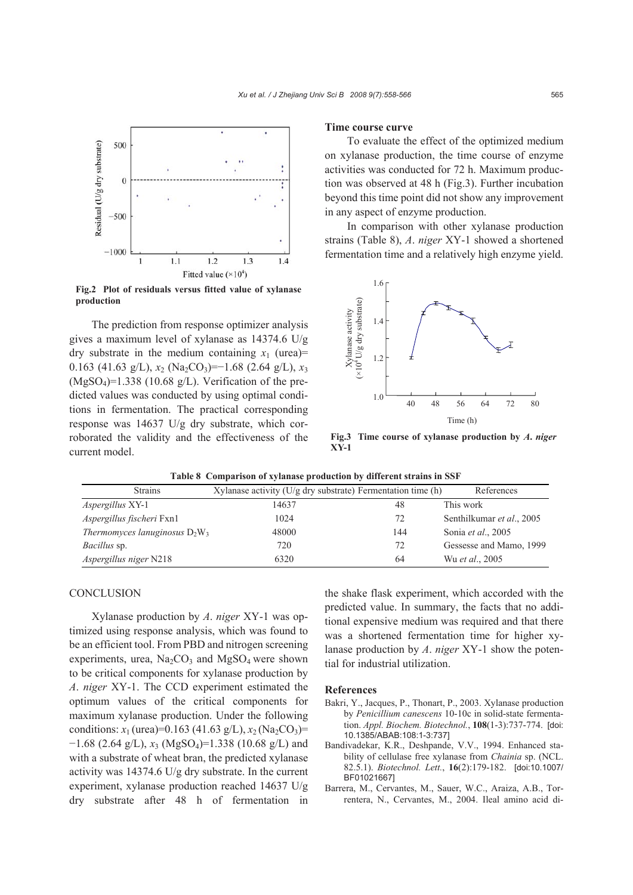Fig.2 Plot of residuals versus fitted value of xylanase production

The prediction from response optimizer analysis gives a maximum level of xylanase as 14374.6 U/g dry substrate in the medium containing $x_1$ (urea)= 0.163 (41.63 g/L), $x_2$ ($Na_2CO_3$)=−1.68 (2.64 g/L), $x_3$ ($MgSO_4$)=1.338 (10.68 g/L). Verification of the predicted values was conducted by using optimal conditions in fermentation. The practical corresponding response was 14637 U/g dry substrate, which corroborated the validity and the effectiveness of the current model.

### Time course curve

To evaluate the effect of the optimized medium on xylanase production, the time course of enzyme activities was conducted for 72 h. Maximum production was observed at 48 h (Fig.3). Further incubation beyond this time point did not show any improvement in any aspect of enzyme production.

In comparison with other xylanase production strains (Table 8), *A. niger* XY-1 showed a shortened fermentation time and a relatively high enzyme yield.

Fig.3 Time course of xylanase production by *A. niger* XY-1

**Table 8 Comparison of xylanase production by different strains in SSF**

| Strains | Xylanase activity (U/g dry substrate) | Fermentation time (h) | References |
|---|---|---|---|
| *Aspergillus* XY-1 | 14637 | 48 | This work |
| *Aspergillus fischeri* Fxn1 | 1024 | 72 | Senthilkumar *et al*., 2005 |
| *Thermomyces lanuginosus* $D_2W_3$ | 48000 | 144 | Sonia *et al*., 2005 |
| *Bacillus* sp. | 720 | 72 | Gessesse and Mamo, 1999 |
| *Aspergillus niger* N218 | 6320 | 64 | Wu *et al*., 2005 |

## CONCLUSION

Xylanase production by *A. niger* XY-1 was optimized using response analysis, which was found to be an efficient tool. From PBD and nitrogen screening experiments, urea, $Na_2CO_3$ and $MgSO_4$ were shown to be critical components for xylanase production by *A. niger* XY-1. The CCD experiment estimated the optimum values of the critical components for maximum xylanase production. Under the following conditions: $x_1$ (urea)=0.163 (41.63 g/L), $x_2$ ($Na_2CO_3$)= −1.68 (2.64 g/L), $x_3$ ($MgSO_4$)=1.338 (10.68 g/L) and with a substrate of wheat bran, the predicted xylanase activity was 14374.6 U/g dry substrate. In the current experiment, xylanase production reached 14637 U/g dry substrate after 48 h of fermentation in the shake flask experiment, which accorded with the predicted value. In summary, the facts that no additional expensive medium was required and that there was a shortened fermentation time for higher xylanase production by *A. niger* XY-1 show the potential for industrial utilization.

## References

Bakri, Y., Jacques, P., Thonart, P., 2003. Xylanase production by *Penicillium canescens* 10-10c in solid-state fermentation. *Appl. Biochem. Biotechnol.*, **108**(1-3):737-774. [doi: 10.1385/ABAB:108:1-3:737]

Bandivadekar, K.R., Deshpande, V.V., 1994. Enhanced stability of cellulase free xylanase from *Chainia* sp. (NCL. 82.5.1). *Biotechnol. Lett.*, **16**(2):179-182. [doi:10.1007/BF01021667]

Barrera, M., Cervantes, M., Sauer, W.C., Araiza, A.B., Torrentera, N., Cervantes, M., 2004. Ileal amino acid di-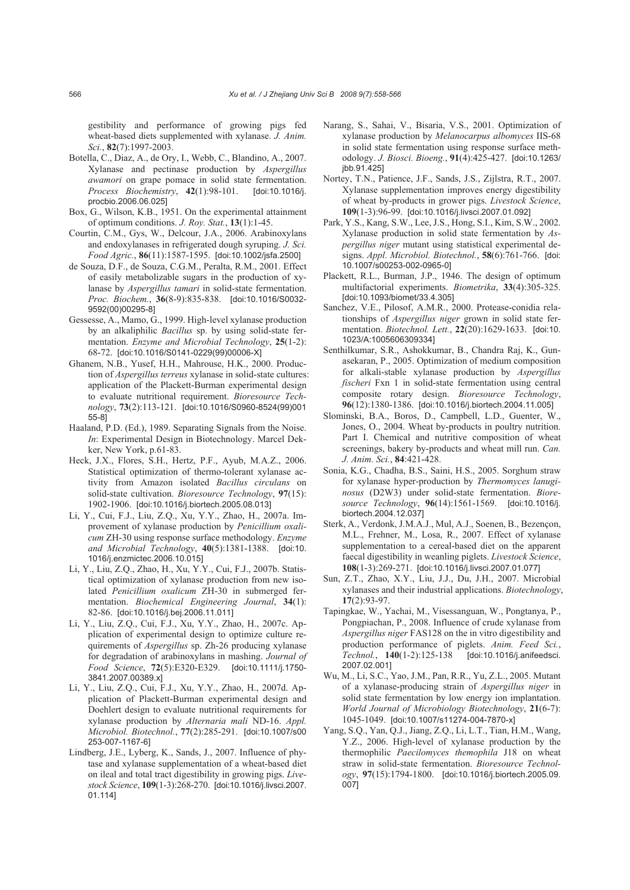gestibility and performance of growing pigs fed wheat-based diets supplemented with xylanase. *J. Anim. Sci.*, **82**(7):1997-2003.

Botella, C., Diaz, A., de Ory, I., Webb, C., Blandino, A., 2007. Xylanase and pectinase production by *Aspergillus awamori* on grape pomace in solid state fermentation. *Process Biochemistry*, **42**(1):98-101. [doi:10.1016/j.procbio.2006.06.025]

Box, G., Wilson, K.B., 1951. On the experimental attainment of optimum conditions. *J. Roy. Stat.*, **13**(1):1-45.

Courtin, C.M., Gys, W., Delcour, J.A., 2006. Arabinoxylans and endoxylanases in refrigerated dough syruping. *J. Sci. Food Agric.*, **86**(11):1587-1595. [doi:10.1002/jsfa.2500]

de Souza, D.F., de Souza, C.G.M., Peralta, R.M., 2001. Effect of easily metabolizable sugars in the production of xylanase by *Aspergillus tamari* in solid-state fermentation. *Proc. Biochem.*, **36**(8-9):835-838. [doi:10.1016/S0032-9592(00)00295-8]

Gessesse, A., Mamo, G., 1999. High-level xylanase production by an alkaliphilic *Bacillus* sp. by using solid-state fermentation. *Enzyme and Microbial Technology*, **25**(1-2): 68-72. [doi:10.1016/S0141-0229(99)00006-X]

Ghanem, N.B., Yusef, H.H., Mahrouse, H.K., 2000. Production of *Aspergillus terreus* xylanase in solid-state cultures: application of the Plackett-Burman experimental design to evaluate nutritional requirement. *Bioresource Technology*, **73**(2):113-121. [doi:10.1016/S0960-8524(99)00155-8]

Haaland, P.D. (Ed.), 1989. Separating Signals from the Noise. *In*: Experimental Design in Biotechnology. Marcel Dekker, New York, p.61-83.

Heck, J.X., Flores, S.H., Hertz, P.F., Ayub, M.A.Z., 2006. Statistical optimization of thermo-tolerant xylanase activity from Amazon isolated *Bacillus circulans* on solid-state cultivation. *Bioresource Technology*, **97**(15): 1902-1906. [doi:10.1016/j.biortech.2005.08.013]

Li, Y., Cui, F.J., Liu, Z.Q., Xu, Y.Y., Zhao, H., 2007a. Improvement of xylanase production by *Penicillium oxalicum* ZH-30 using response surface methodology. *Enzyme and Microbial Technology*, **40**(5):1381-1388. [doi:10.1016/j.enzmictec.2006.10.015]

Li, Y., Liu, Z.Q., Zhao, H., Xu, Y.Y., Cui, F.J., 2007b. Statistical optimization of xylanase production from new isolated *Penicillium oxalicum* ZH-30 in submerged fermentation. *Biochemical Engineering Journal*, **34**(1): 82-86. [doi:10.1016/j.bej.2006.11.011]

Li, Y., Liu, Z.Q., Cui, F.J., Xu, Y.Y., Zhao, H., 2007c. Application of experimental design to optimize culture requirements of *Aspergillus* sp. Zh-26 producing xylanase for degradation of arabinoxylans in mashing. *Journal of Food Science*, **72**(5):E320-E329. [doi:10.1111/j.1750-3841.2007.00389.x]

Li, Y., Liu, Z.Q., Cui, F.J., Xu, Y.Y., Zhao, H., 2007d. Application of Plackett-Burman experimental design and Doehlert design to evaluate nutritional requirements for xylanase production by *Alternaria mali* ND-16. *Appl. Microbiol. Biotechnol.*, **77**(2):285-291. [doi:10.1007/s00253-007-1167-6]

Lindberg, J.E., Lyberg, K., Sands, J., 2007. Influence of phytase and xylanase supplementation of a wheat-based diet on ileal and total tract digestibility in growing pigs. *Livestock Science*, **109**(1-3):268-270. [doi:10.1016/j.livsci.2007.01.114]

Narang, S., Sahai, V., Bisaria, V.S., 2001. Optimization of xylanase production by *Melanocarpus albomyces* IIS-68 in solid state fermentation using response surface methodology. *J. Biosci. Bioeng.*, **91**(4):425-427. [doi:10.1263/jbb.91.425]

Nortey, T.N., Patience, J.F., Sands, J.S., Zijlstra, R.T., 2007. Xylanase supplementation improves energy digestibility of wheat by-products in grower pigs. *Livestock Science*, **109**(1-3):96-99. [doi:10.1016/j.livsci.2007.01.092]

Park, Y.S., Kang, S.W., Lee, J.S., Hong, S.I., Kim, S.W., 2002. Xylanase production in solid state fermentation by *Aspergillus niger* mutant using statistical experimental designs. *Appl. Microbiol. Biotechnol.*, **58**(6):761-766. [doi:10.1007/s00253-002-0965-0]

Plackett, R.L., Burman, J.P., 1946. The design of optimum multifactorial experiments. *Biometrika*, **33**(4):305-325. [doi:10.1093/biomet/33.4.305]

Sanchez, V.E., Pilosof, A.M.R., 2000. Protease-conidia relationships of *Aspergillus niger* grown in solid state fermentation. *Biotechnol. Lett.*, **22**(20):1629-1633. [doi:10.1023/A:1005606309334]

Senthilkumar, S.R., Ashokkumar, B., Chandra Raj, K., Gunasekaran, P., 2005. Optimization of medium composition for alkali-stable xylanase production by *Aspergillus fischeri* Fxn 1 in solid-state fermentation using central composite rotary design. *Bioresource Technology*, **96**(12):1380-1386. [doi:10.1016/j.biortech.2004.11.005]

Slominski, B.A., Boros, D., Campbell, L.D., Guenter, W., Jones, O., 2004. Wheat by-products in poultry nutrition. Part I. Chemical and nutritive composition of wheat screenings, bakery by-products and wheat mill run. *Can. J. Anim. Sci.*, **84**:421-428.

Sonia, K.G., Chadha, B.S., Saini, H.S., 2005. Sorghum straw for xylanase hyper-production by *Thermomyces lanuginosus* (D2W3) under solid-state fermentation. *Bioresource Technology*, **96**(14):1561-1569. [doi:10.1016/j.biortech.2004.12.037]

Sterk, A., Verdonk, J.M.A.J., Mul, A.J., Soenen, B., Bezençon, M.L., Frehner, M., Losa, R., 2007. Effect of xylanase supplementation to a cereal-based diet on the apparent faecal digestibility in weanling piglets. *Livestock Science*, **108**(1-3):269-271. [doi:10.1016/j.livsci.2007.01.077]

Sun, Z.T., Zhao, X.Y., Liu, J.J., Du, J.H., 2007. Microbial xylanases and their industrial applications. *Biotechnology*, **17**(2):93-97.

Tapingkae, W., Yachai, M., Visessanguan, W., Pongtanya, P., Pongpiachan, P., 2008. Influence of crude xylanase from *Aspergillus niger* FAS128 on the in vitro digestibility and production performance of piglets. *Anim. Feed Sci., Technol.*, **140**(1-2):125-138 [doi:10.1016/j.anifeedsci.2007.02.001]

Wu, M., Li, S.C., Yao, J.M., Pan, R.R., Yu, Z.L., 2005. Mutant of a xylanase-producing strain of *Aspergillus niger* in solid state fermentation by low energy ion implantation. *World Journal of Microbiology Biotechnology*, **21**(6-7): 1045-1049. [doi:10.1007/s11274-004-7870-x]

Yang, S.Q., Yan, Q.J., Jiang, Z.Q., Li, L.T., Tian, H.M., Wang, Y.Z., 2006. High-level of xylanase production by the thermophilic *Paecilomyces themophila* J18 on wheat straw in solid-state fermentation. *Bioresource Technology*, **97**(15):1794-1800. [doi:10.1016/j.biortech.2005.09.007]